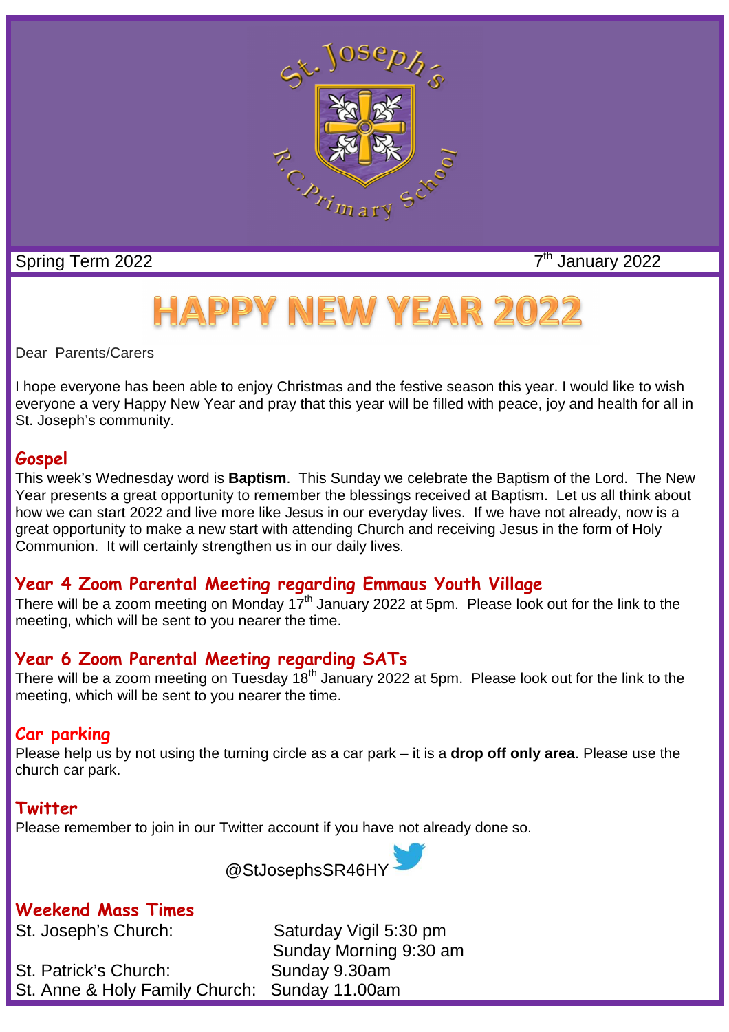Spring Term 2022 7th January 2022

# HAPPY NEW YEAR 2022

Dear Parents/Carers

I hope everyone has been able to enjoy Christmas and the festive season this year. I would like to wish everyone a very Happy New Year and pray that this year will be filled with peace, joy and health for all in St. Joseph's community.

## Gospel

This week's Wednesday word is **Baptism**. This Sunday we celebrate the Baptism of the Lord. The New Year presents a great opportunity to remember the blessings received at Baptism. Let us all think about how we can start 2022 and live more like Jesus in our everyday lives. If we have not already, now is a great opportunity to make a new start with attending Church and receiving Jesus in the form of Holy Communion. It will certainly strengthen us in our daily lives.

## Year 4 Zoom Parental Meeting regarding Emmaus Youth Village

There will be a zoom meeting on Monday 17th January 2022 at 5pm. Please look out for the link to the meeting, which will be sent to you nearer the time.

## Year 6 Zoom Parental Meeting regarding SATs

There will be a zoom meeting on Tuesday 18th January 2022 at 5pm. Please look out for the link to the meeting, which will be sent to you nearer the time.

## Car parking

Please help us by not using the turning circle as a car park – it is a **drop off only area**. Please use the church car park.

## Twitter

Please remember to join in our Twitter account if you have not already done so.

@StJosephsSR46HY

## Weekend Mass Times

| | |
|---|---|
| St. Joseph's Church: | Saturday Vigil 5:30 pm |
| | Sunday Morning 9:30 am |
| St. Patrick's Church: | Sunday 9.30am |
| St. Anne & Holy Family Church: | Sunday 11.00am |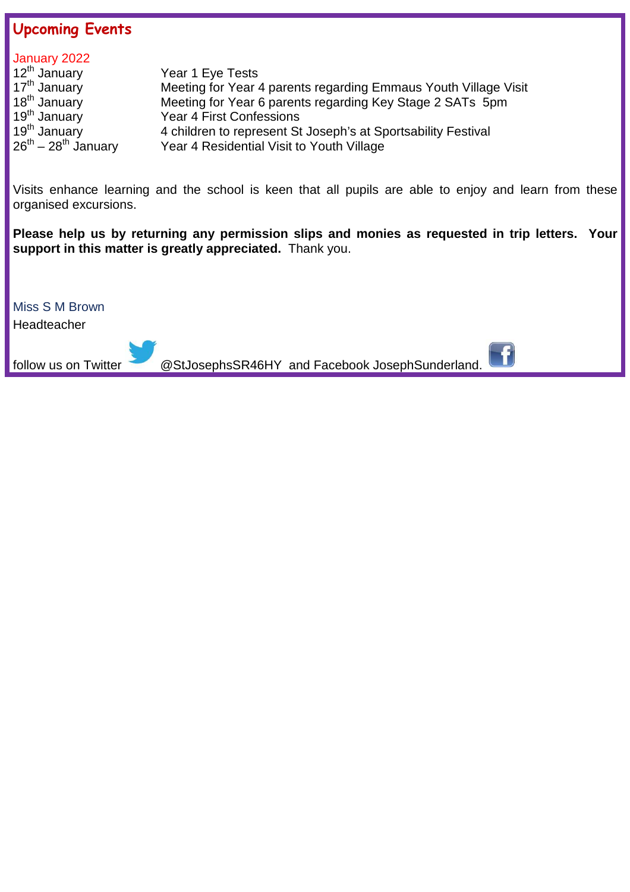## Upcoming Events

January 2022

| | |
|---|---|
| 12th January | Year 1 Eye Tests |
| 17th January | Meeting for Year 4 parents regarding Emmaus Youth Village Visit |
| 18th January | Meeting for Year 6 parents regarding Key Stage 2 SATs 5pm |
| 19th January | Year 4 First Confessions |
| 19th January | 4 children to represent St Joseph's at Sportsability Festival |
| 26th – 28th January | Year 4 Residential Visit to Youth Village |

Visits enhance learning and the school is keen that all pupils are able to enjoy and learn from these organised excursions.

**Please help us by returning any permission slips and monies as requested in trip letters. Your support in this matter is greatly appreciated.** Thank you.

Miss S M Brown
Headteacher

follow us on Twitter @StJosephsSR46HY and Facebook JosephSunderland.